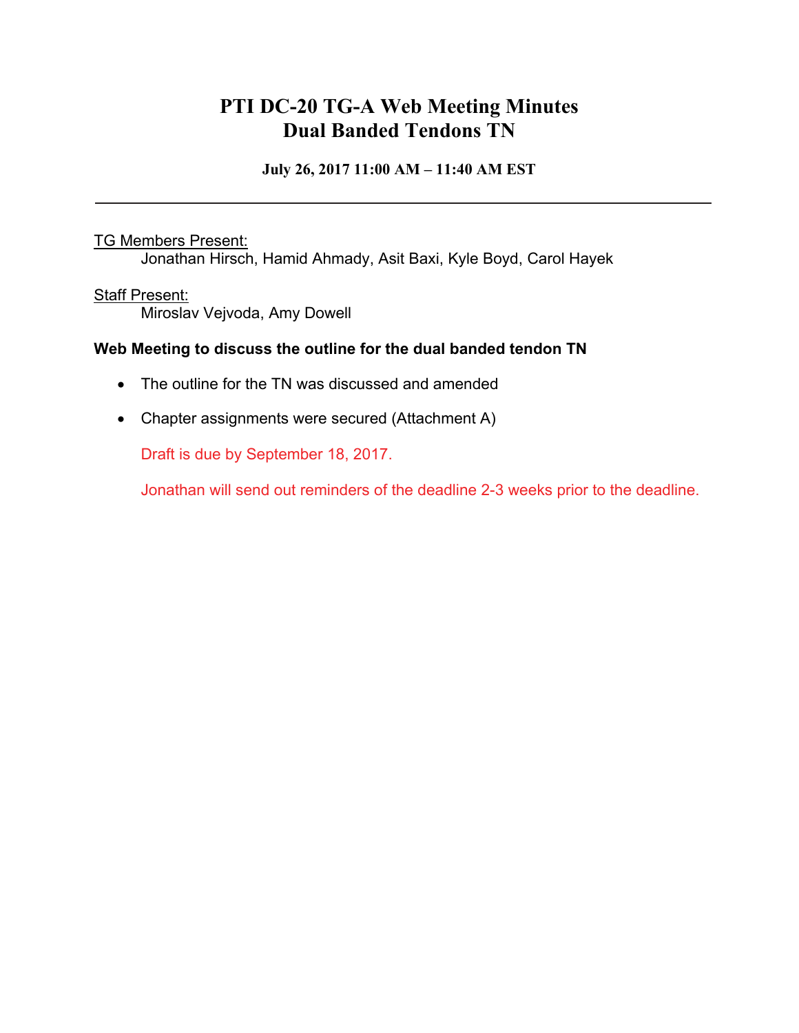# PTI DC-20 TG-A Web Meeting Minutes
# Dual Banded Tendons TN

**July 26, 2017 11:00 AM – 11:40 AM EST**

---

TG Members Present:

Jonathan Hirsch, Hamid Ahmady, Asit Baxi, Kyle Boyd, Carol Hayek

Staff Present:

Miroslav Vejvoda, Amy Dowell

**Web Meeting to discuss the outline for the dual banded tendon TN**

- The outline for the TN was discussed and amended
- Chapter assignments were secured (Attachment A)

  Draft is due by September 18, 2017.

  Jonathan will send out reminders of the deadline 2-3 weeks prior to the deadline.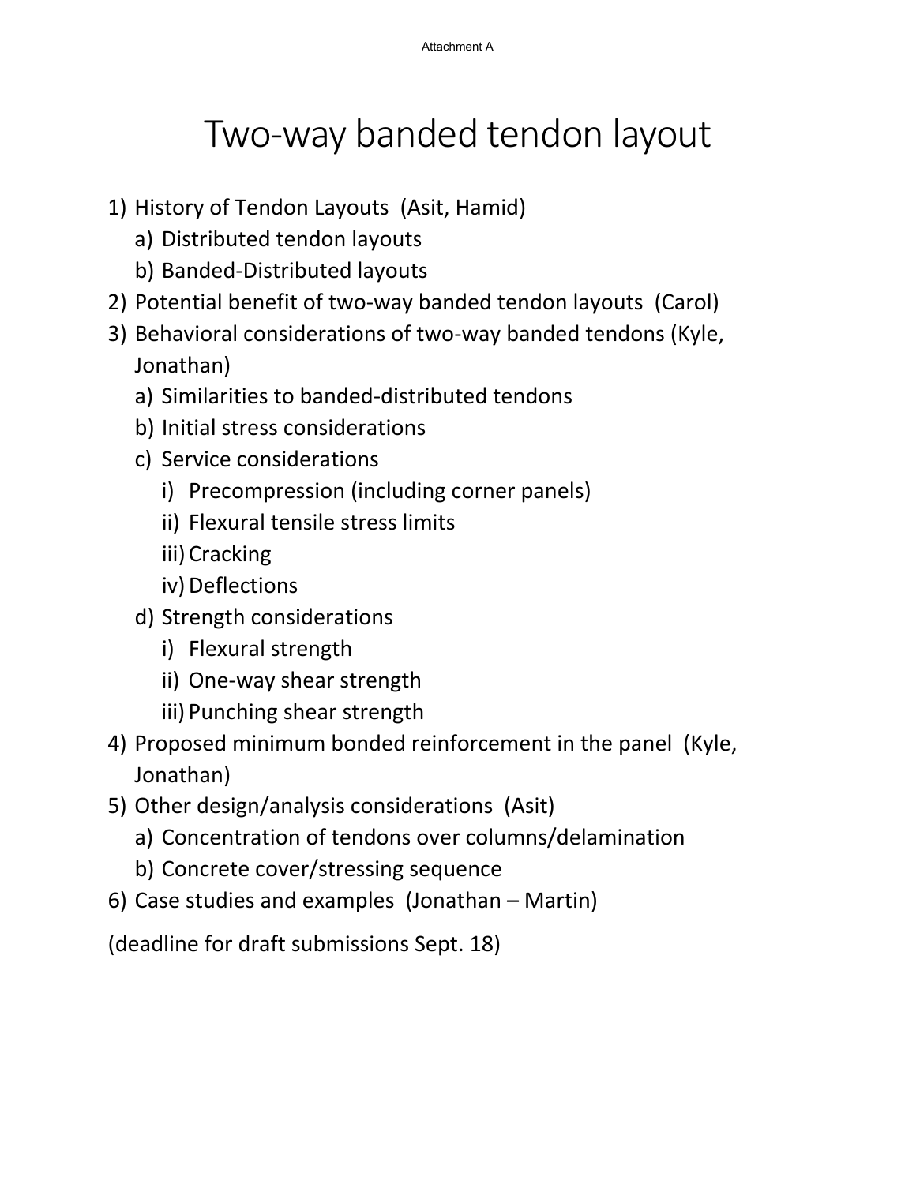Attachment A

# Two-way banded tendon layout

1) History of Tendon Layouts (Asit, Hamid)
   a) Distributed tendon layouts
   b) Banded-Distributed layouts
2) Potential benefit of two-way banded tendon layouts (Carol)
3) Behavioral considerations of two-way banded tendons (Kyle, Jonathan)
   a) Similarities to banded-distributed tendons
   b) Initial stress considerations
   c) Service considerations
      i) Precompression (including corner panels)
      ii) Flexural tensile stress limits
      iii) Cracking
      iv) Deflections
   d) Strength considerations
      i) Flexural strength
      ii) One-way shear strength
      iii) Punching shear strength
4) Proposed minimum bonded reinforcement in the panel (Kyle, Jonathan)
5) Other design/analysis considerations (Asit)
   a) Concentration of tendons over columns/delamination
   b) Concrete cover/stressing sequence
6) Case studies and examples (Jonathan – Martin)

(deadline for draft submissions Sept. 18)